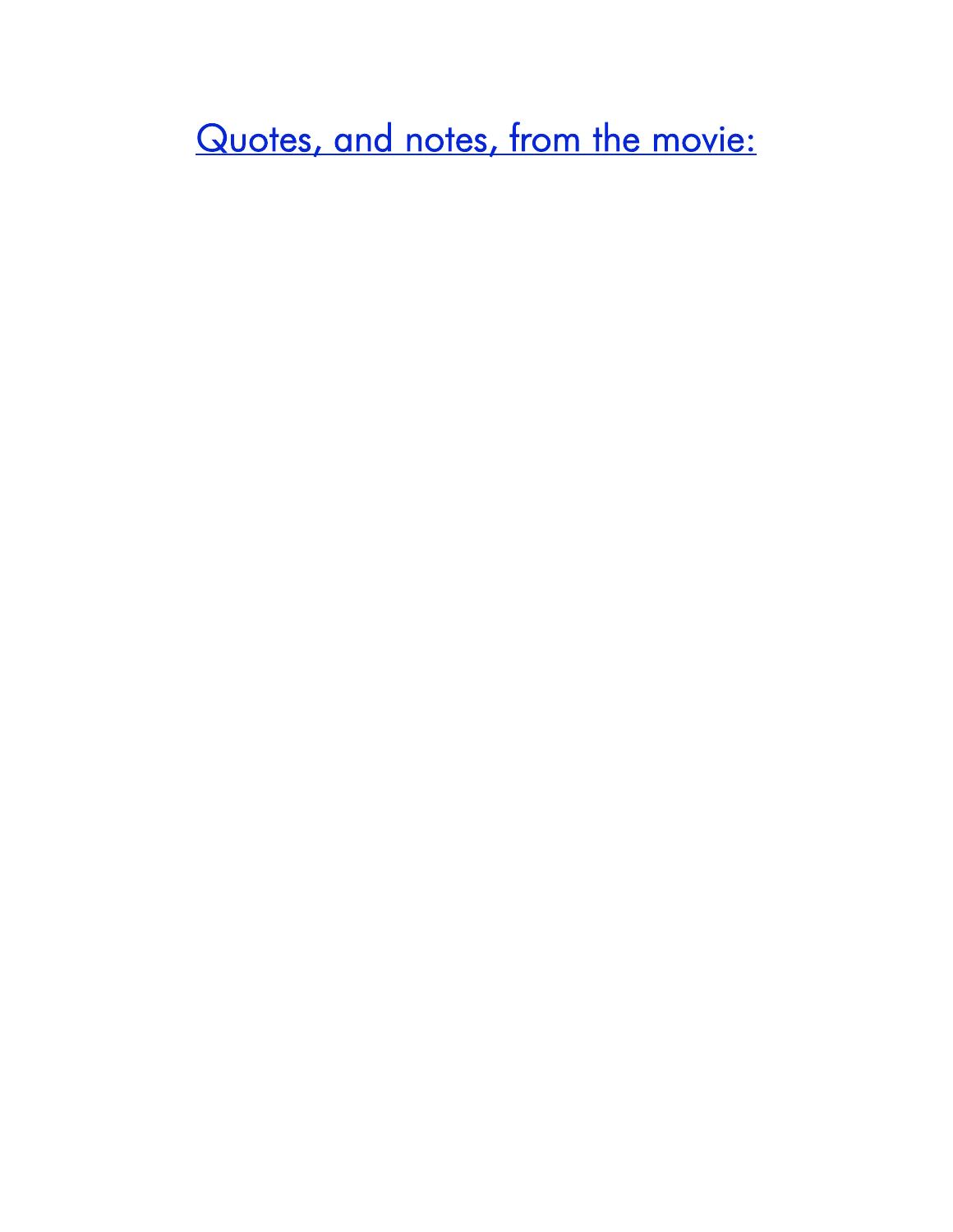[Quotes, and notes, from the movie:]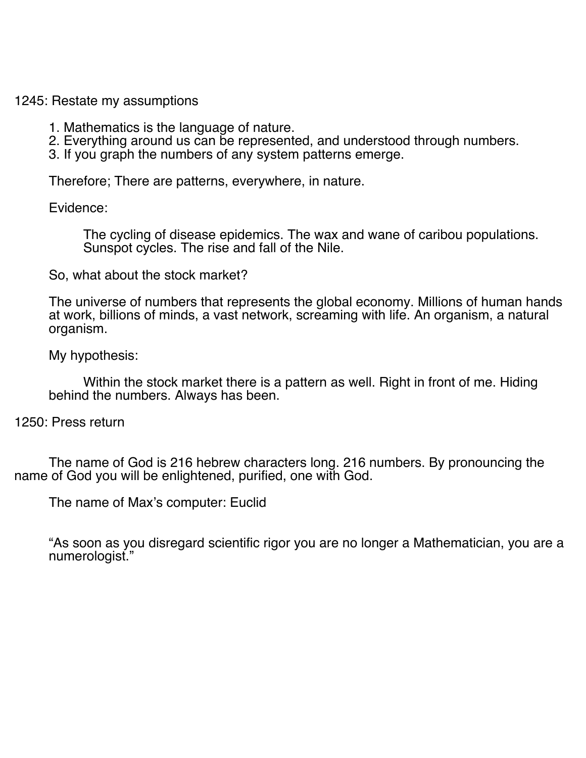1245: Restate my assumptions

1. Mathematics is the language of nature.
2. Everything around us can be represented, and understood through numbers.
3. If you graph the numbers of any system patterns emerge.

Therefore; There are patterns, everywhere, in nature.

Evidence:

The cycling of disease epidemics. The wax and wane of caribou populations. Sunspot cycles. The rise and fall of the Nile.

So, what about the stock market?

The universe of numbers that represents the global economy. Millions of human hands at work, billions of minds, a vast network, screaming with life. An organism, a natural organism.

My hypothesis:

Within the stock market there is a pattern as well. Right in front of me. Hiding behind the numbers. Always has been.

1250: Press return

The name of God is 216 hebrew characters long. 216 numbers. By pronouncing the name of God you will be enlightened, purified, one with God.

The name of Max's computer: Euclid

"As soon as you disregard scientific rigor you are no longer a Mathematician, you are a numerologist."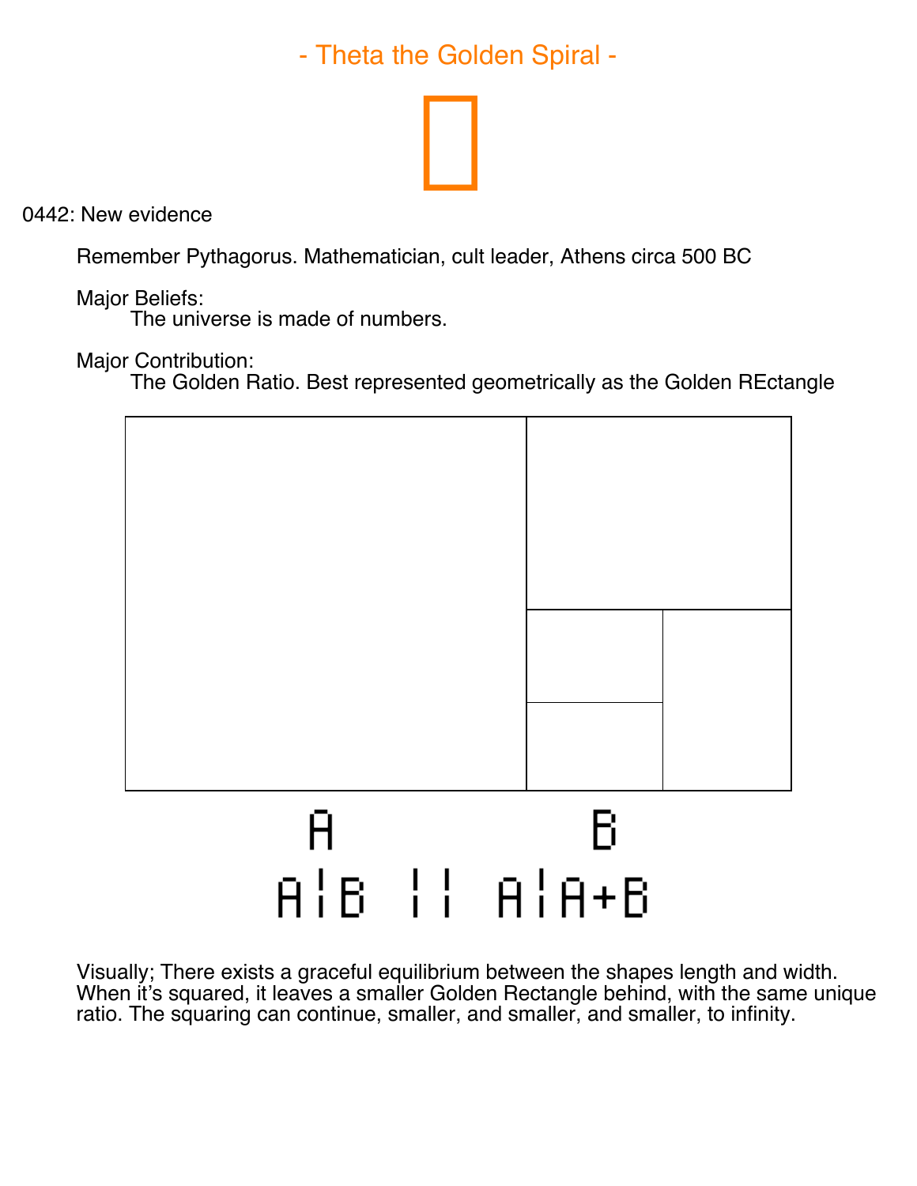## - Theta the Golden Spiral -

0442: New evidence

Remember Pythagorus. Mathematician, cult leader, Athens circa 500 BC

Major Beliefs:

The universe is made of numbers.

Major Contribution:

The Golden Ratio. Best represented geometrically as the Golden REctangle

A B

A:B :: A:A+B

Visually; There exists a graceful equilibrium between the shapes length and width. When it's squared, it leaves a smaller Golden Rectangle behind, with the same unique ratio. The squaring can continue, smaller, and smaller, and smaller, to infinity.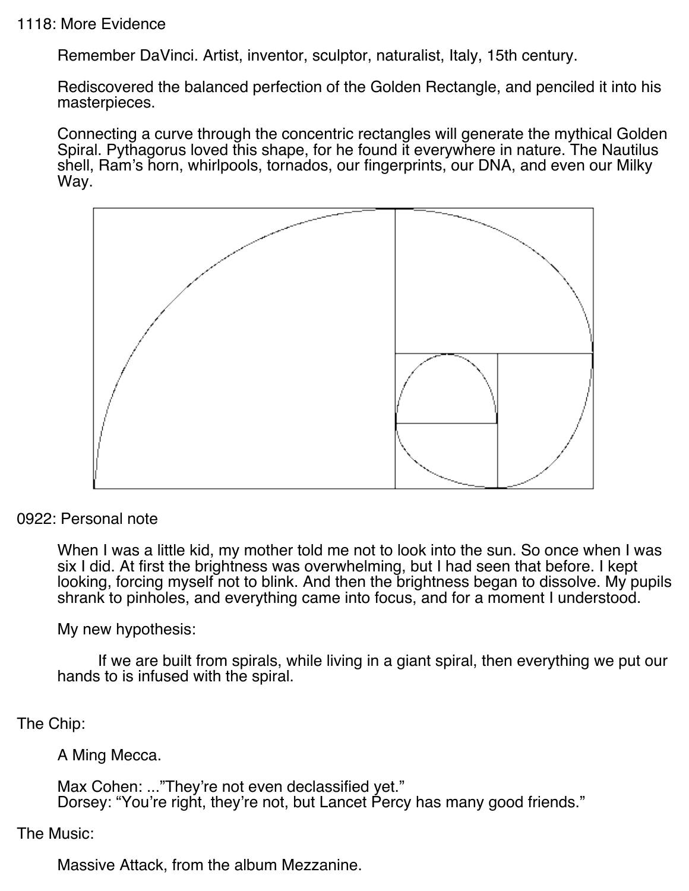1118: More Evidence

Remember DaVinci. Artist, inventor, sculptor, naturalist, Italy, 15th century.

Rediscovered the balanced perfection of the Golden Rectangle, and penciled it into his masterpieces.

Connecting a curve through the concentric rectangles will generate the mythical Golden Spiral. Pythagorus loved this shape, for he found it everywhere in nature. The Nautilus shell, Ram's horn, whirlpools, tornados, our fingerprints, our DNA, and even our Milky Way.

0922: Personal note

When I was a little kid, my mother told me not to look into the sun. So once when I was six I did. At first the brightness was overwhelming, but I had seen that before. I kept looking, forcing myself not to blink. And then the brightness began to dissolve. My pupils shrank to pinholes, and everything came into focus, and for a moment I understood.

My new hypothesis:

If we are built from spirals, while living in a giant spiral, then everything we put our hands to is infused with the spiral.

The Chip:

A Ming Mecca.

Max Cohen: ..."They're not even declassified yet."
Dorsey: "You're right, they're not, but Lancet Percy has many good friends."

The Music:

Massive Attack, from the album Mezzanine.